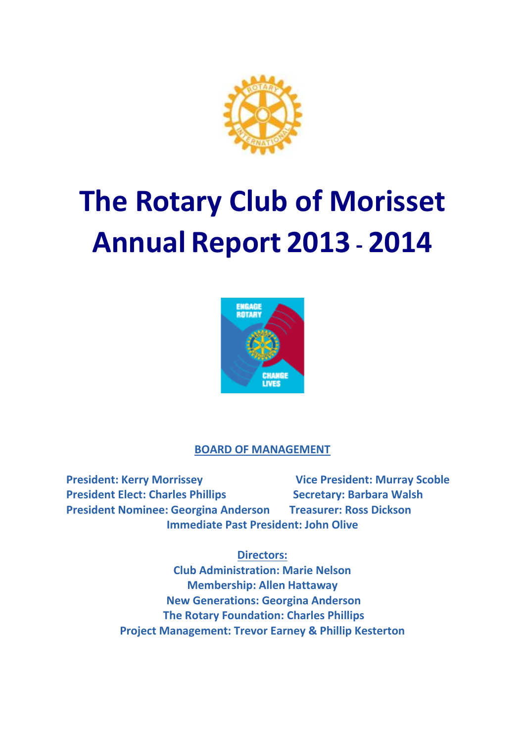# The Rotary Club of Morisset Annual Report 2013 - 2014

## BOARD OF MANAGEMENT

**President: Kerry Morrissey**
**Vice President: Murray Scoble**
**President Elect: Charles Phillips**
**Secretary: Barbara Walsh**
**President Nominee: Georgina Anderson**
**Treasurer: Ross Dickson**
**Immediate Past President: John Olive**

**Directors:**

**Club Administration: Marie Nelson**
**Membership: Allen Hattaway**
**New Generations: Georgina Anderson**
**The Rotary Foundation: Charles Phillips**
**Project Management: Trevor Earney & Phillip Kesterton**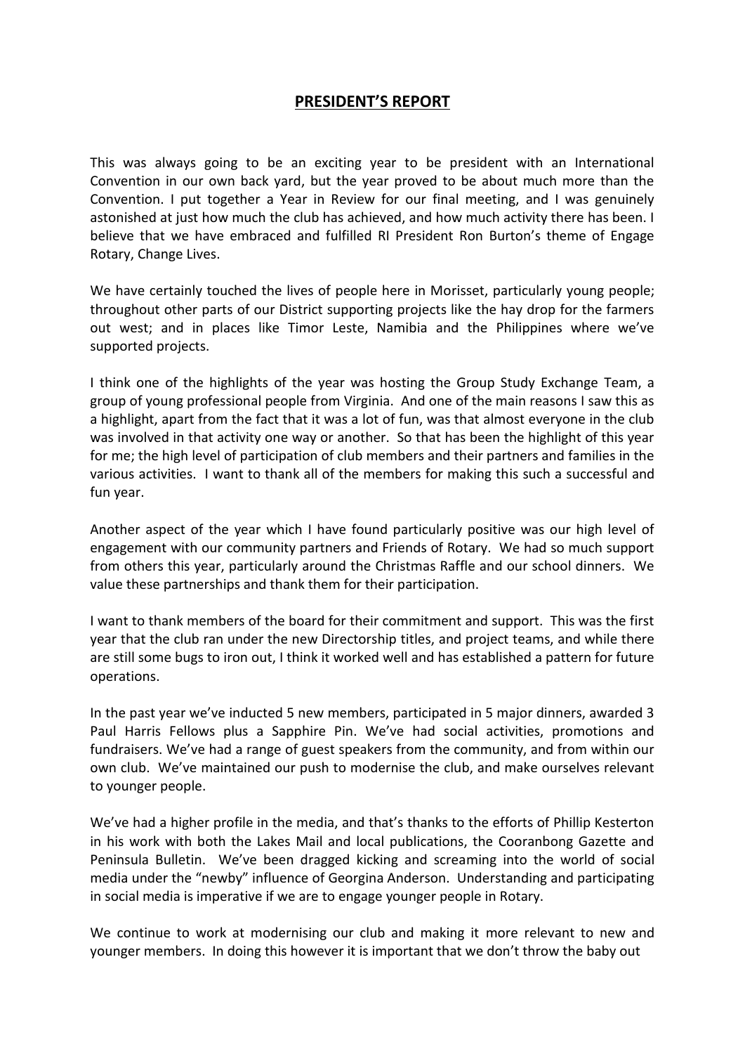## PRESIDENT'S REPORT

This was always going to be an exciting year to be president with an International Convention in our own back yard, but the year proved to be about much more than the Convention. I put together a Year in Review for our final meeting, and I was genuinely astonished at just how much the club has achieved, and how much activity there has been. I believe that we have embraced and fulfilled RI President Ron Burton's theme of Engage Rotary, Change Lives.

We have certainly touched the lives of people here in Morisset, particularly young people; throughout other parts of our District supporting projects like the hay drop for the farmers out west; and in places like Timor Leste, Namibia and the Philippines where we've supported projects.

I think one of the highlights of the year was hosting the Group Study Exchange Team, a group of young professional people from Virginia. And one of the main reasons I saw this as a highlight, apart from the fact that it was a lot of fun, was that almost everyone in the club was involved in that activity one way or another. So that has been the highlight of this year for me; the high level of participation of club members and their partners and families in the various activities. I want to thank all of the members for making this such a successful and fun year.

Another aspect of the year which I have found particularly positive was our high level of engagement with our community partners and Friends of Rotary. We had so much support from others this year, particularly around the Christmas Raffle and our school dinners. We value these partnerships and thank them for their participation.

I want to thank members of the board for their commitment and support. This was the first year that the club ran under the new Directorship titles, and project teams, and while there are still some bugs to iron out, I think it worked well and has established a pattern for future operations.

In the past year we've inducted 5 new members, participated in 5 major dinners, awarded 3 Paul Harris Fellows plus a Sapphire Pin. We've had social activities, promotions and fundraisers. We've had a range of guest speakers from the community, and from within our own club. We've maintained our push to modernise the club, and make ourselves relevant to younger people.

We've had a higher profile in the media, and that's thanks to the efforts of Phillip Kesterton in his work with both the Lakes Mail and local publications, the Cooranbong Gazette and Peninsula Bulletin. We've been dragged kicking and screaming into the world of social media under the "newby" influence of Georgina Anderson. Understanding and participating in social media is imperative if we are to engage younger people in Rotary.

We continue to work at modernising our club and making it more relevant to new and younger members. In doing this however it is important that we don't throw the baby out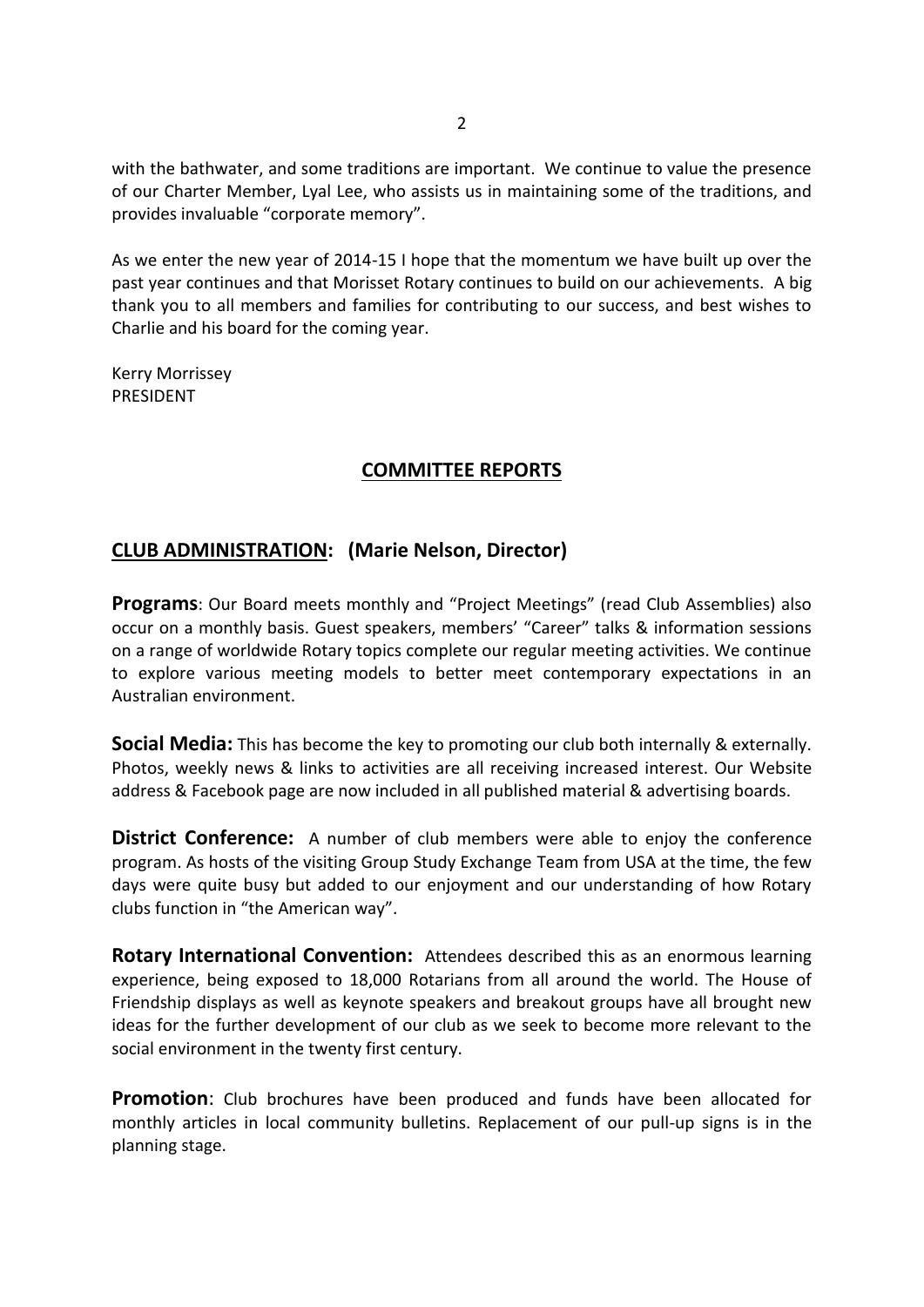with the bathwater, and some traditions are important. We continue to value the presence of our Charter Member, Lyal Lee, who assists us in maintaining some of the traditions, and provides invaluable "corporate memory".

As we enter the new year of 2014-15 I hope that the momentum we have built up over the past year continues and that Morisset Rotary continues to build on our achievements. A big thank you to all members and families for contributing to our success, and best wishes to Charlie and his board for the coming year.

Kerry Morrissey
PRESIDENT

## COMMITTEE REPORTS

### CLUB ADMINISTRATION: (Marie Nelson, Director)

**Programs**: Our Board meets monthly and "Project Meetings" (read Club Assemblies) also occur on a monthly basis. Guest speakers, members' "Career" talks & information sessions on a range of worldwide Rotary topics complete our regular meeting activities. We continue to explore various meeting models to better meet contemporary expectations in an Australian environment.

**Social Media:** This has become the key to promoting our club both internally & externally. Photos, weekly news & links to activities are all receiving increased interest. Our Website address & Facebook page are now included in all published material & advertising boards.

**District Conference:** A number of club members were able to enjoy the conference program. As hosts of the visiting Group Study Exchange Team from USA at the time, the few days were quite busy but added to our enjoyment and our understanding of how Rotary clubs function in "the American way".

**Rotary International Convention:** Attendees described this as an enormous learning experience, being exposed to 18,000 Rotarians from all around the world. The House of Friendship displays as well as keynote speakers and breakout groups have all brought new ideas for the further development of our club as we seek to become more relevant to the social environment in the twenty first century.

**Promotion**: Club brochures have been produced and funds have been allocated for monthly articles in local community bulletins. Replacement of our pull-up signs is in the planning stage.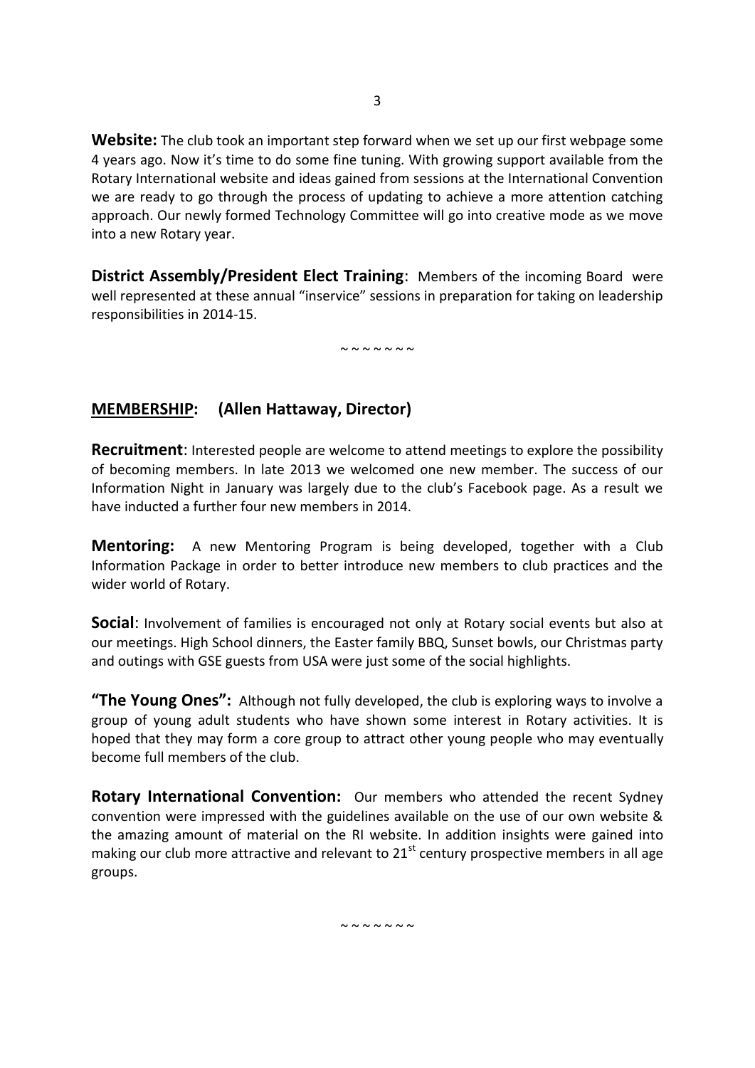**Website:** The club took an important step forward when we set up our first webpage some 4 years ago. Now it's time to do some fine tuning. With growing support available from the Rotary International website and ideas gained from sessions at the International Convention we are ready to go through the process of updating to achieve a more attention catching approach. Our newly formed Technology Committee will go into creative mode as we move into a new Rotary year.

**District Assembly/President Elect Training**: Members of the incoming Board were well represented at these annual "inservice" sessions in preparation for taking on leadership responsibilities in 2014-15.

~ ~ ~ ~ ~ ~ ~

## MEMBERSHIP: (Allen Hattaway, Director)

**Recruitment**: Interested people are welcome to attend meetings to explore the possibility of becoming members. In late 2013 we welcomed one new member. The success of our Information Night in January was largely due to the club's Facebook page. As a result we have inducted a further four new members in 2014.

**Mentoring:** A new Mentoring Program is being developed, together with a Club Information Package in order to better introduce new members to club practices and the wider world of Rotary.

**Social**: Involvement of families is encouraged not only at Rotary social events but also at our meetings. High School dinners, the Easter family BBQ, Sunset bowls, our Christmas party and outings with GSE guests from USA were just some of the social highlights.

**"The Young Ones":** Although not fully developed, the club is exploring ways to involve a group of young adult students who have shown some interest in Rotary activities. It is hoped that they may form a core group to attract other young people who may eventually become full members of the club.

**Rotary International Convention:** Our members who attended the recent Sydney convention were impressed with the guidelines available on the use of our own website & the amazing amount of material on the RI website. In addition insights were gained into making our club more attractive and relevant to 21st century prospective members in all age groups.

~ ~ ~ ~ ~ ~ ~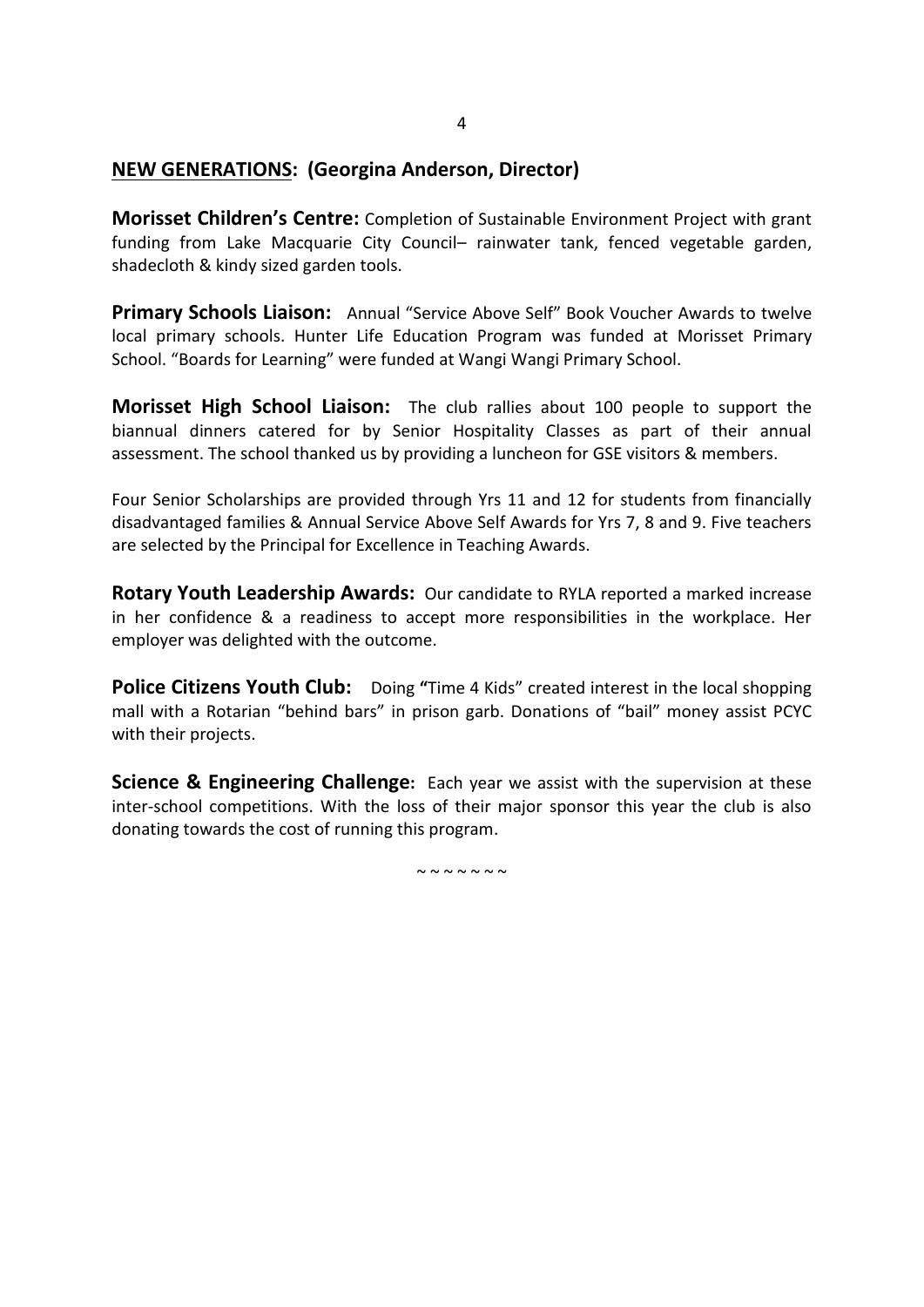## NEW GENERATIONS: (Georgina Anderson, Director)

**Morisset Children's Centre:** Completion of Sustainable Environment Project with grant funding from Lake Macquarie City Council– rainwater tank, fenced vegetable garden, shadecloth & kindy sized garden tools.

**Primary Schools Liaison:** Annual "Service Above Self" Book Voucher Awards to twelve local primary schools. Hunter Life Education Program was funded at Morisset Primary School. "Boards for Learning" were funded at Wangi Wangi Primary School.

**Morisset High School Liaison:** The club rallies about 100 people to support the biannual dinners catered for by Senior Hospitality Classes as part of their annual assessment. The school thanked us by providing a luncheon for GSE visitors & members.

Four Senior Scholarships are provided through Yrs 11 and 12 for students from financially disadvantaged families & Annual Service Above Self Awards for Yrs 7, 8 and 9. Five teachers are selected by the Principal for Excellence in Teaching Awards.

**Rotary Youth Leadership Awards:** Our candidate to RYLA reported a marked increase in her confidence & a readiness to accept more responsibilities in the workplace. Her employer was delighted with the outcome.

**Police Citizens Youth Club:** Doing **"**Time 4 Kids" created interest in the local shopping mall with a Rotarian "behind bars" in prison garb. Donations of "bail" money assist PCYC with their projects.

**Science & Engineering Challenge:** Each year we assist with the supervision at these inter-school competitions. With the loss of their major sponsor this year the club is also donating towards the cost of running this program.

~ ~ ~ ~ ~ ~ ~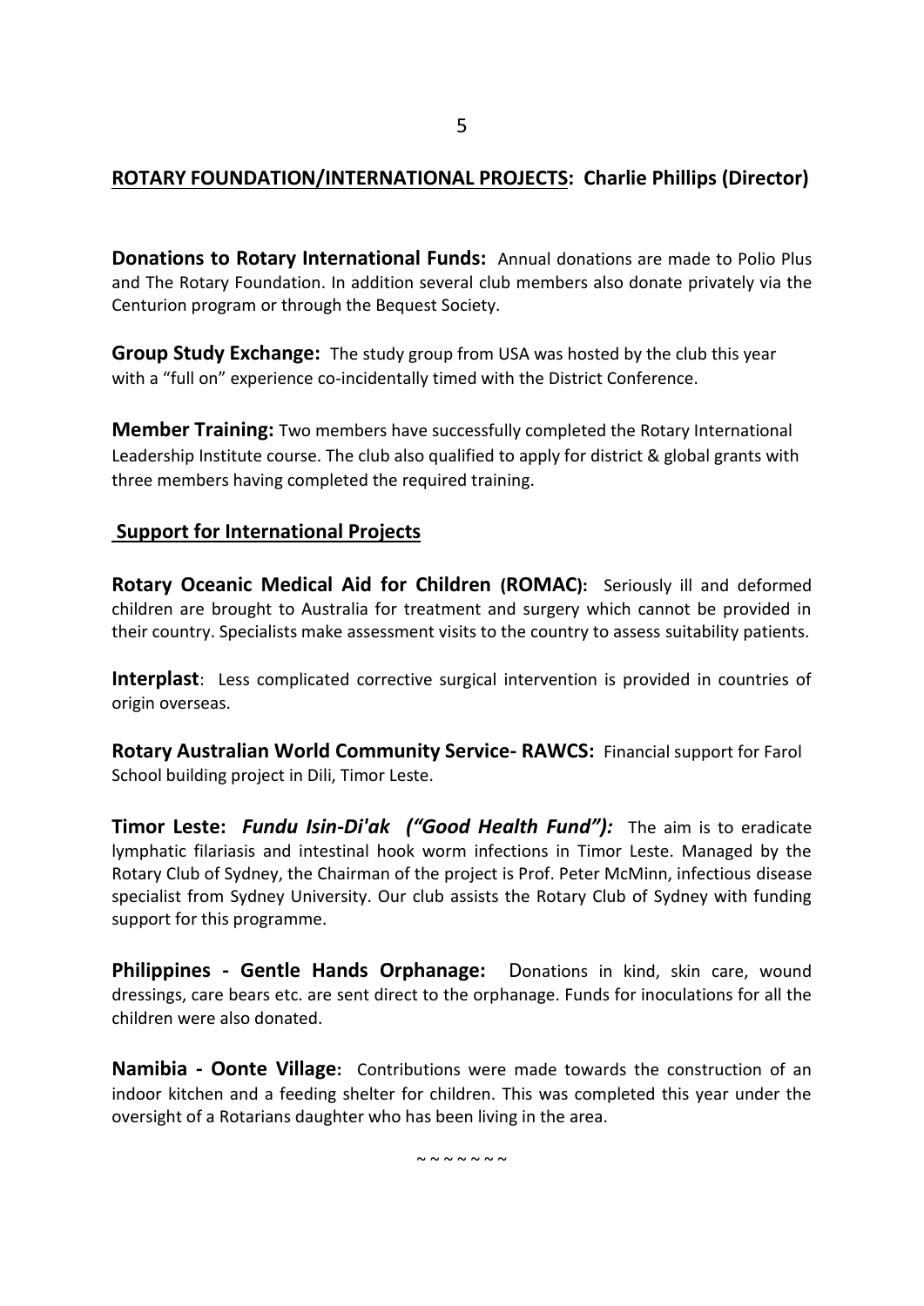## **ROTARY FOUNDATION/INTERNATIONAL PROJECTS**: Charlie Phillips (Director)

**Donations to Rotary International Funds:** Annual donations are made to Polio Plus and The Rotary Foundation. In addition several club members also donate privately via the Centurion program or through the Bequest Society.

**Group Study Exchange:** The study group from USA was hosted by the club this year with a "full on" experience co-incidentally timed with the District Conference.

**Member Training:** Two members have successfully completed the Rotary International Leadership Institute course. The club also qualified to apply for district & global grants with three members having completed the required training.

### Support for International Projects

**Rotary Oceanic Medical Aid for Children (ROMAC):** Seriously ill and deformed children are brought to Australia for treatment and surgery which cannot be provided in their country. Specialists make assessment visits to the country to assess suitability patients.

**Interplast**: Less complicated corrective surgical intervention is provided in countries of origin overseas.

**Rotary Australian World Community Service- RAWCS:** Financial support for Farol School building project in Dili, Timor Leste.

**Timor Leste:** ***Fundu Isin-Di'ak ("Good Health Fund"):*** The aim is to eradicate lymphatic filariasis and intestinal hook worm infections in Timor Leste. Managed by the Rotary Club of Sydney, the Chairman of the project is Prof. Peter McMinn, infectious disease specialist from Sydney University. Our club assists the Rotary Club of Sydney with funding support for this programme.

**Philippines - Gentle Hands Orphanage:** Donations in kind, skin care, wound dressings, care bears etc. are sent direct to the orphanage. Funds for inoculations for all the children were also donated.

**Namibia - Oonte Village:** Contributions were made towards the construction of an indoor kitchen and a feeding shelter for children. This was completed this year under the oversight of a Rotarians daughter who has been living in the area.

~ ~ ~ ~ ~ ~ ~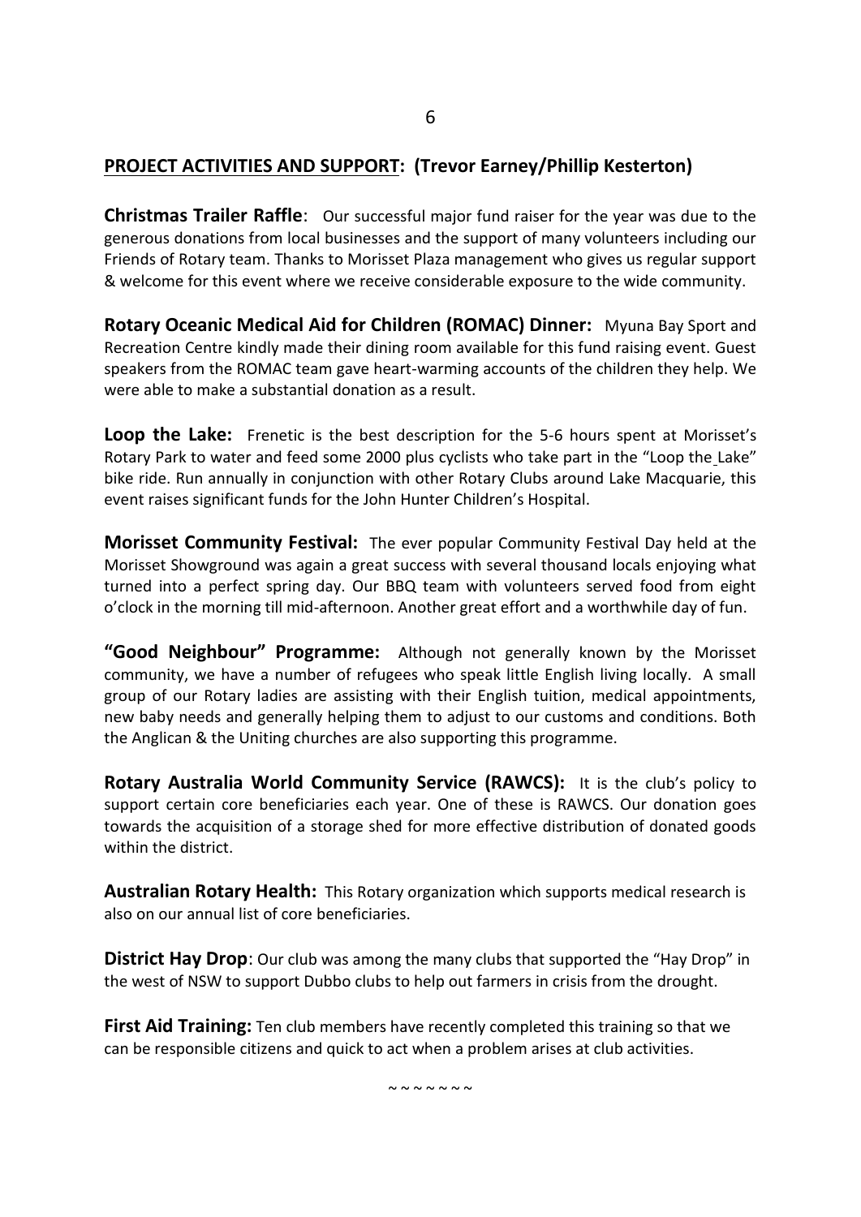## PROJECT ACTIVITIES AND SUPPORT: (Trevor Earney/Phillip Kesterton)

**Christmas Trailer Raffle**: Our successful major fund raiser for the year was due to the generous donations from local businesses and the support of many volunteers including our Friends of Rotary team. Thanks to Morisset Plaza management who gives us regular support & welcome for this event where we receive considerable exposure to the wide community.

**Rotary Oceanic Medical Aid for Children (ROMAC) Dinner:** Myuna Bay Sport and Recreation Centre kindly made their dining room available for this fund raising event. Guest speakers from the ROMAC team gave heart-warming accounts of the children they help. We were able to make a substantial donation as a result.

**Loop the Lake:** Frenetic is the best description for the 5-6 hours spent at Morisset's Rotary Park to water and feed some 2000 plus cyclists who take part in the "Loop the Lake" bike ride. Run annually in conjunction with other Rotary Clubs around Lake Macquarie, this event raises significant funds for the John Hunter Children's Hospital.

**Morisset Community Festival:** The ever popular Community Festival Day held at the Morisset Showground was again a great success with several thousand locals enjoying what turned into a perfect spring day. Our BBQ team with volunteers served food from eight o'clock in the morning till mid-afternoon. Another great effort and a worthwhile day of fun.

**"Good Neighbour" Programme:** Although not generally known by the Morisset community, we have a number of refugees who speak little English living locally. A small group of our Rotary ladies are assisting with their English tuition, medical appointments, new baby needs and generally helping them to adjust to our customs and conditions. Both the Anglican & the Uniting churches are also supporting this programme.

**Rotary Australia World Community Service (RAWCS):** It is the club's policy to support certain core beneficiaries each year. One of these is RAWCS. Our donation goes towards the acquisition of a storage shed for more effective distribution of donated goods within the district.

**Australian Rotary Health:** This Rotary organization which supports medical research is also on our annual list of core beneficiaries.

**District Hay Drop**: Our club was among the many clubs that supported the "Hay Drop" in the west of NSW to support Dubbo clubs to help out farmers in crisis from the drought.

**First Aid Training:** Ten club members have recently completed this training so that we can be responsible citizens and quick to act when a problem arises at club activities.

~ ~ ~ ~ ~ ~ ~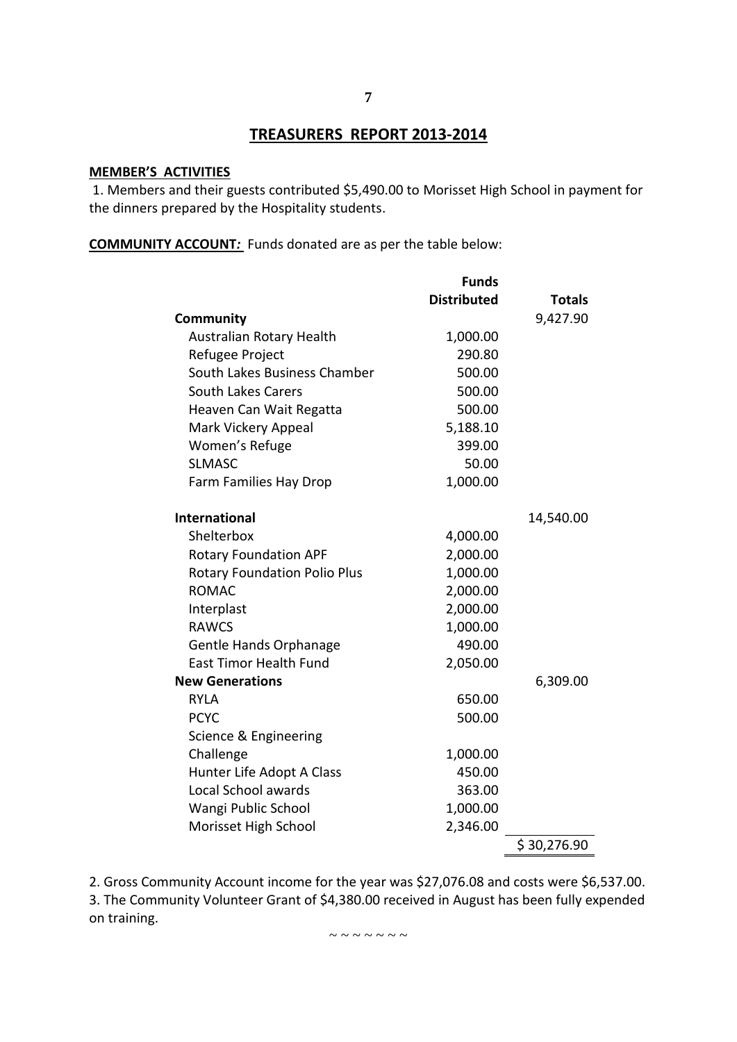## TREASURERS REPORT 2013-2014

**MEMBER'S ACTIVITIES**

1. Members and their guests contributed $5,490.00 to Morisset High School in payment for the dinners prepared by the Hospitality students.

**COMMUNITY ACCOUNT:** Funds donated are as per the table below:

| | Funds Distributed | Totals |
|---|---|---|
| **Community** | | 9,427.90 |
| Australian Rotary Health | 1,000.00 | |
| Refugee Project | 290.80 | |
| South Lakes Business Chamber | 500.00 | |
| South Lakes Carers | 500.00 | |
| Heaven Can Wait Regatta | 500.00 | |
| Mark Vickery Appeal | 5,188.10 | |
| Women's Refuge | 399.00 | |
| SLMASC | 50.00 | |
| Farm Families Hay Drop | 1,000.00 | |
| **International** | | 14,540.00 |
| Shelterbox | 4,000.00 | |
| Rotary Foundation APF | 2,000.00 | |
| Rotary Foundation Polio Plus | 1,000.00 | |
| ROMAC | 2,000.00 | |
| Interplast | 2,000.00 | |
| RAWCS | 1,000.00 | |
| Gentle Hands Orphanage | 490.00 | |
| East Timor Health Fund | 2,050.00 | |
| **New Generations** | | 6,309.00 |
| RYLA | 650.00 | |
| PCYC | 500.00 | |
| Science & Engineering Challenge | 1,000.00 | |
| Hunter Life Adopt A Class | 450.00 | |
| Local School awards | 363.00 | |
| Wangi Public School | 1,000.00 | |
| Morisset High School | 2,346.00 | |
| | | $ 30,276.90 |

2. Gross Community Account income for the year was $27,076.08 and costs were $6,537.00.
3. The Community Volunteer Grant of $4,380.00 received in August has been fully expended on training.

~ ~ ~ ~ ~ ~ ~